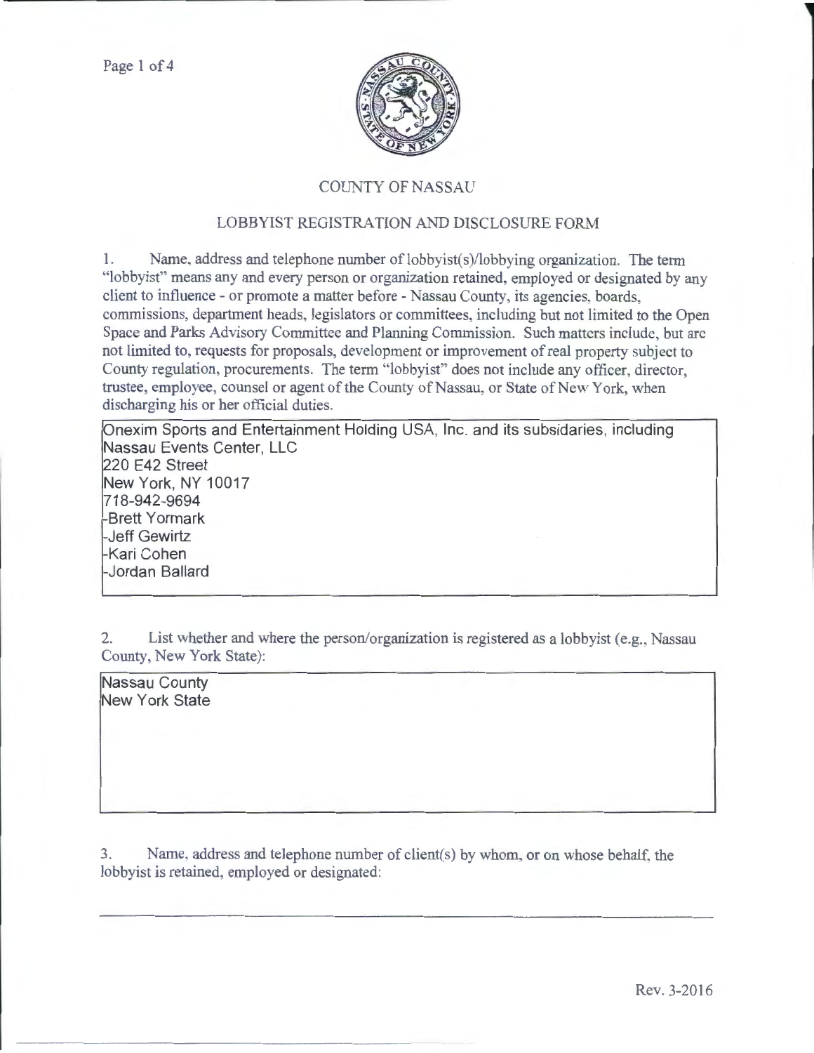# COUNTY OF NASSAU

## LOBBYIST REGISTRATION AND DISCLOSURE FORM

1. Name, address and telephone number of lobbyist(s)/lobbying organization. The term "lobbyist" means any and every person or organization retained, employed or designated by any client to influence - or promote a matter before - Nassau County, its agencies, boards, commissions, department heads, legislators or committees, including but not limited to the Open Space and Parks Advisory Committee and Planning Commission. Such matters include, but are not limited to, requests for proposals, development or improvement of real property subject to County regulation, procurements. The term "lobbyist" does not include any officer, director, trustee, employee, counsel or agent of the County of Nassau, or State of New York, when discharging his or her official duties.

Onexim Sports and Entertainment Holding USA, Inc. and its subsidaries, including Nassau Events Center, LLC
220 E42 Street
New York, NY 10017
718-942-9694
-Brett Yormark
-Jeff Gewirtz
-Kari Cohen
-Jordan Ballard

2. List whether and where the person/organization is registered as a lobbyist (e.g., Nassau County, New York State):

Nassau County
New York State

3. Name, address and telephone number of client(s) by whom, or on whose behalf, the lobbyist is retained, employed or designated:

Rev. 3-2016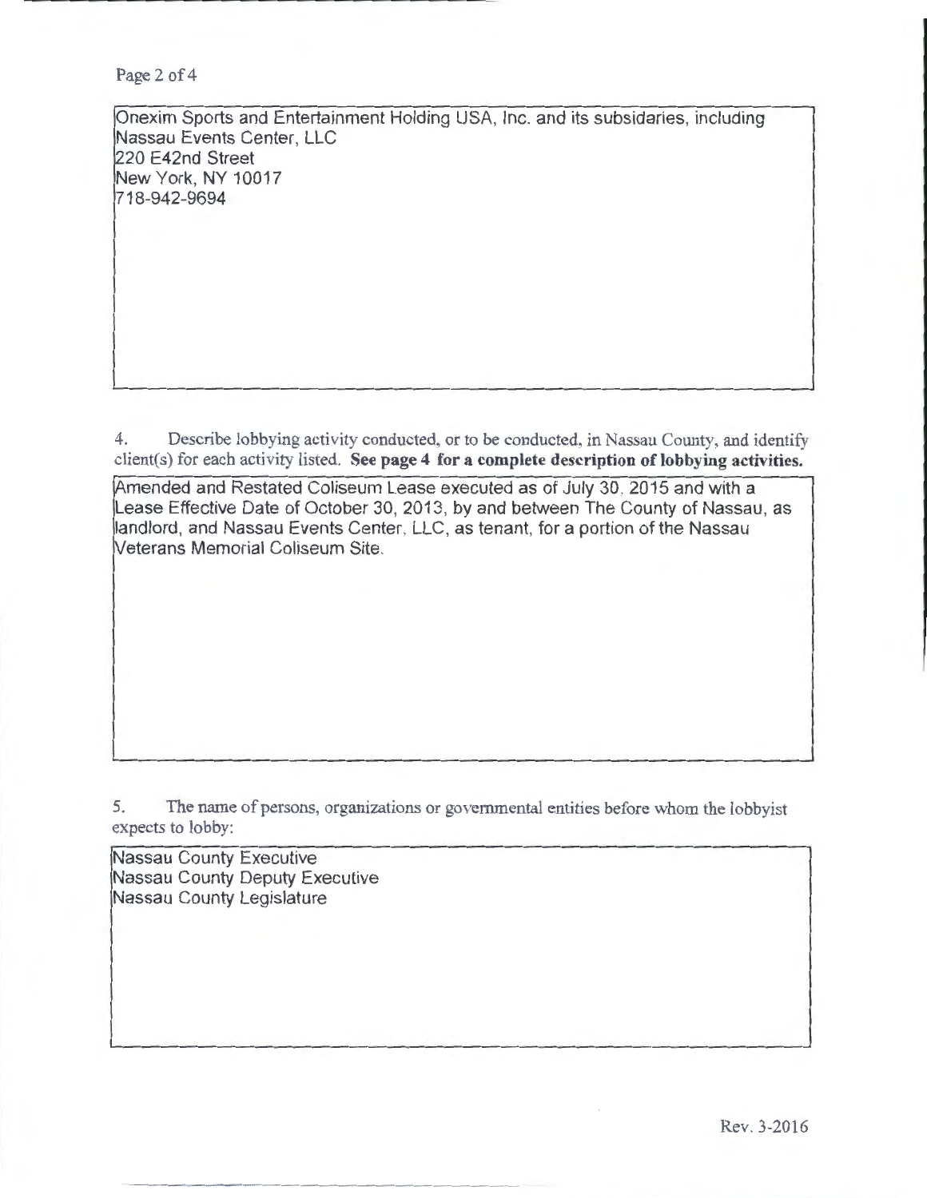Onexim Sports and Entertainment Holding USA, Inc. and its subsidaries, including Nassau Events Center, LLC
220 E42nd Street
New York, NY 10017
718-942-9694

4. Describe lobbying activity conducted, or to be conducted, in Nassau County, and identify client(s) for each activity listed. **See page 4 for a complete description of lobbying activities.**

Amended and Restated Coliseum Lease executed as of July 30, 2015 and with a Lease Effective Date of October 30, 2013, by and between The County of Nassau, as landlord, and Nassau Events Center, LLC, as tenant, for a portion of the Nassau Veterans Memorial Coliseum Site.

5. The name of persons, organizations or governmental entities before whom the lobbyist expects to lobby:

Nassau County Executive
Nassau County Deputy Executive
Nassau County Legislature

Rev. 3-2016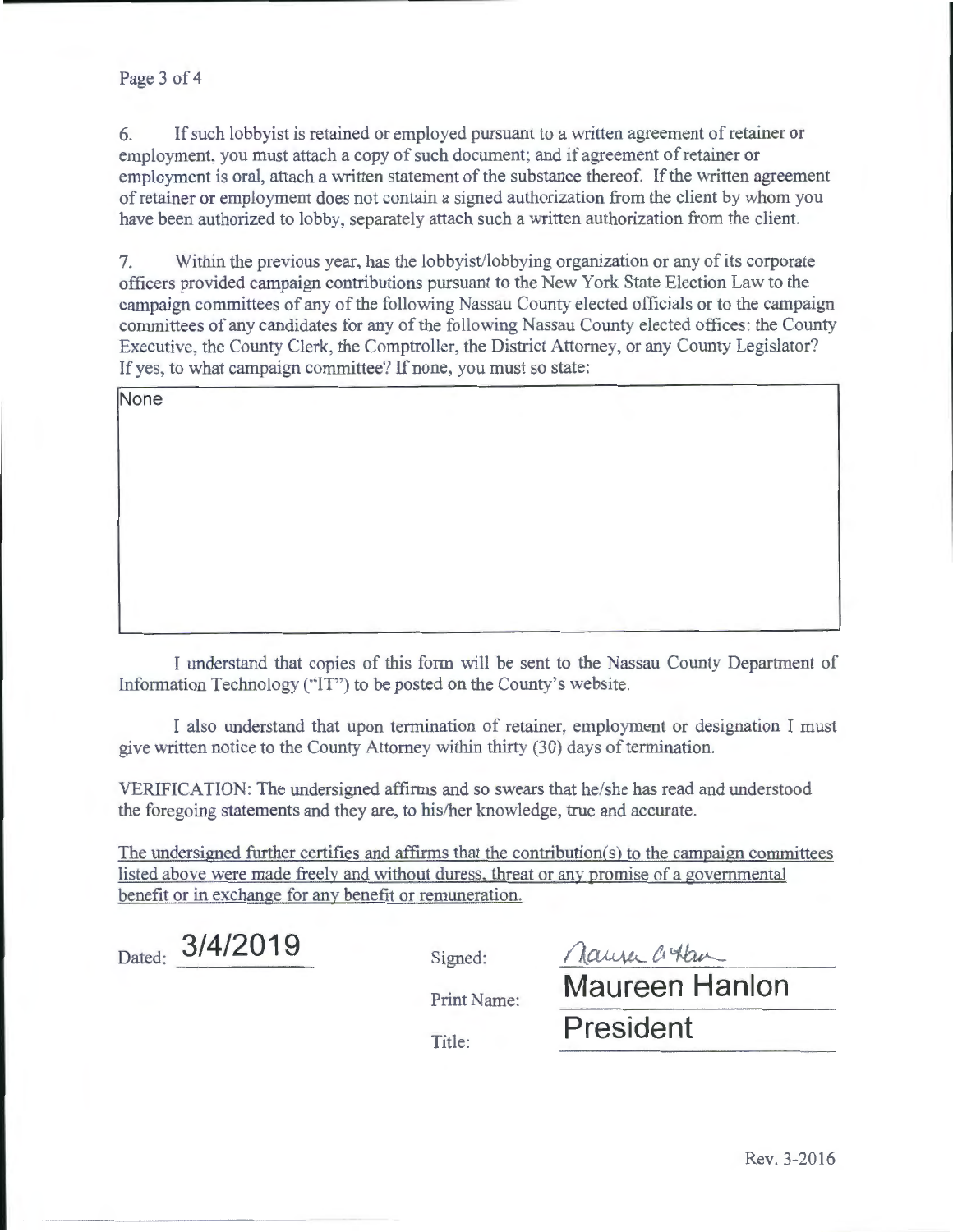6. If such lobbyist is retained or employed pursuant to a written agreement of retainer or employment, you must attach a copy of such document; and if agreement of retainer or employment is oral, attach a written statement of the substance thereof. If the written agreement of retainer or employment does not contain a signed authorization from the client by whom you have been authorized to lobby, separately attach such a written authorization from the client.

7. Within the previous year, has the lobbyist/lobbying organization or any of its corporate officers provided campaign contributions pursuant to the New York State Election Law to the campaign committees of any of the following Nassau County elected officials or to the campaign committees of any candidates for any of the following Nassau County elected offices: the County Executive, the County Clerk, the Comptroller, the District Attorney, or any County Legislator? If yes, to what campaign committee? If none, you must so state:

None

I understand that copies of this form will be sent to the Nassau County Department of Information Technology ("IT") to be posted on the County's website.

I also understand that upon termination of retainer, employment or designation I must give written notice to the County Attorney within thirty (30) days of termination.

VERIFICATION: The undersigned affirms and so swears that he/she has read and understood the foregoing statements and they are, to his/her knowledge, true and accurate.

<u>The undersigned further certifies and affirms that the contribution(s) to the campaign committees listed above were made freely and without duress, threat or any promise of a governmental benefit or in exchange for any benefit or remuneration.</u>

Dated: 3/4/2019

Signed: Maureen Hanlon

Print Name: Maureen Hanlon

Title: President

Rev. 3-2016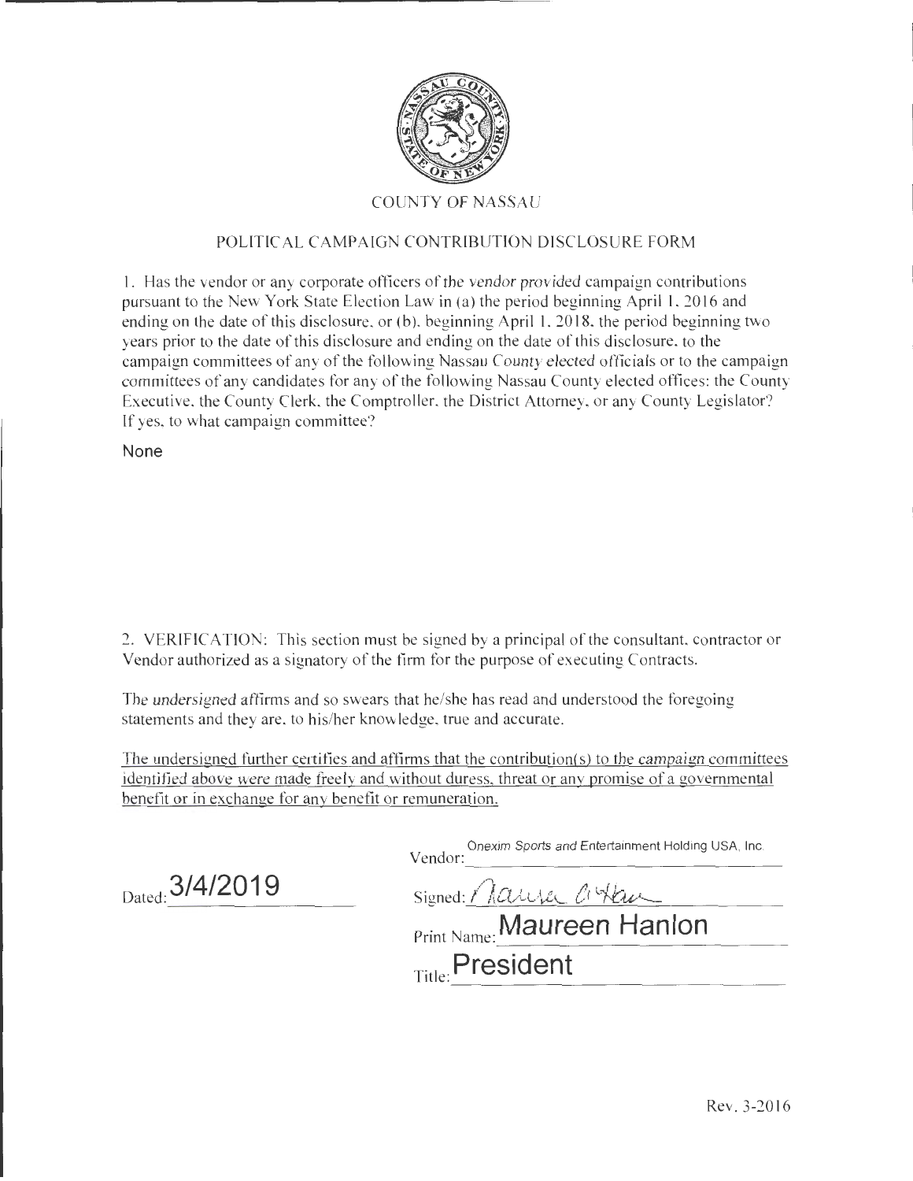COUNTY OF NASSAU

POLITICAL CAMPAIGN CONTRIBUTION DISCLOSURE FORM

1. Has the vendor or any corporate officers of the vendor provided campaign contributions pursuant to the New York State Election Law in (a) the period beginning April 1, 2016 and ending on the date of this disclosure, or (b), beginning April 1, 2018, the period beginning two years prior to the date of this disclosure and ending on the date of this disclosure, to the campaign committees of any of the following Nassau County elected officials or to the campaign committees of any candidates for any of the following Nassau County elected offices: the County Executive, the County Clerk, the Comptroller, the District Attorney, or any County Legislator? If yes, to what campaign committee?

None

2. VERIFICATION: This section must be signed by a principal of the consultant, contractor or Vendor authorized as a signatory of the firm for the purpose of executing Contracts.

The undersigned affirms and so swears that he/she has read and understood the foregoing statements and they are, to his/her knowledge, true and accurate.

The undersigned further certifies and affirms that the contribution(s) to the campaign committees identified above were made freely and without duress, threat or any promise of a governmental benefit or in exchange for any benefit or remuneration.

Dated: 3/4/2019

Vendor: Onexim Sports and Entertainment Holding USA, Inc.

Signed: Maureen Hanlon

Print Name: Maureen Hanlon

Title: President

Rev. 3-2016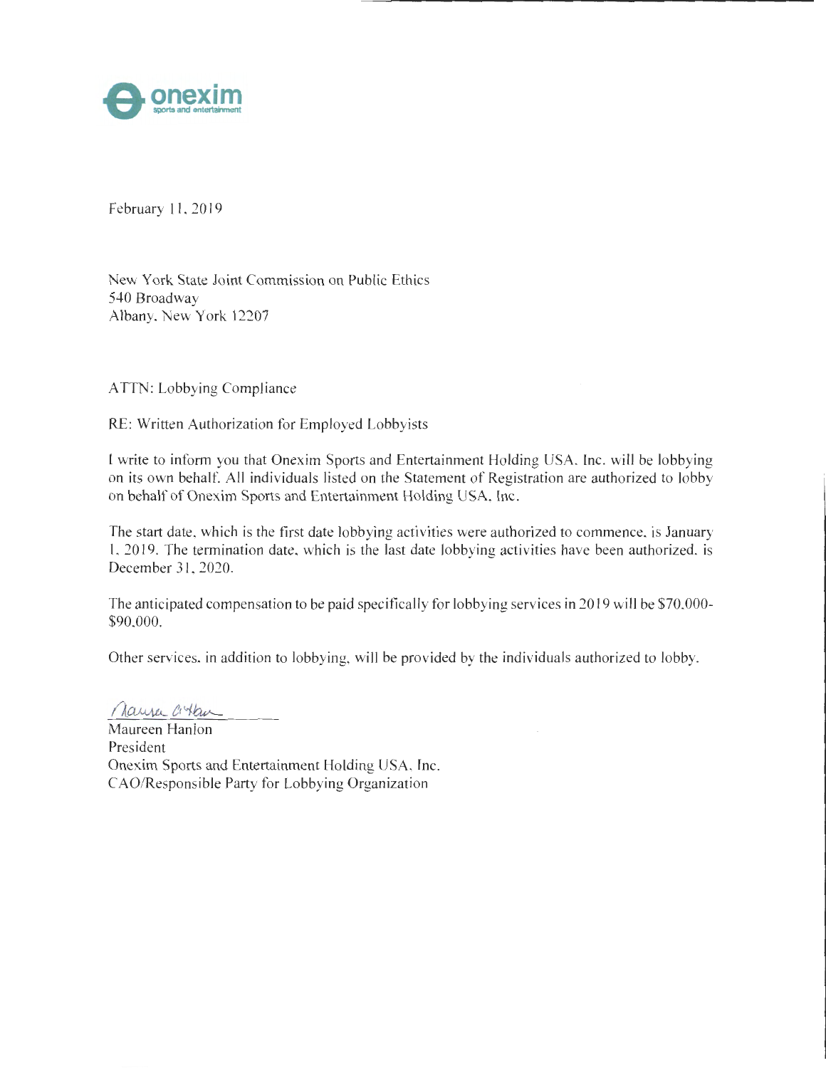onexim
sports and entertainment

February 11, 2019

New York State Joint Commission on Public Ethics
540 Broadway
Albany, New York 12207

ATTN: Lobbying Compliance

RE: Written Authorization for Employed Lobbyists

I write to inform you that Onexim Sports and Entertainment Holding USA, Inc. will be lobbying on its own behalf. All individuals listed on the Statement of Registration are authorized to lobby on behalf of Onexim Sports and Entertainment Holding USA, Inc.

The start date, which is the first date lobbying activities were authorized to commence, is January 1, 2019. The termination date, which is the last date lobbying activities have been authorized, is December 31, 2020.

The anticipated compensation to be paid specifically for lobbying services in 2019 will be $70,000-$90,000.

Other services, in addition to lobbying, will be provided by the individuals authorized to lobby.

Maureen Hanlon
President
Onexim Sports and Entertainment Holding USA, Inc.
CAO/Responsible Party for Lobbying Organization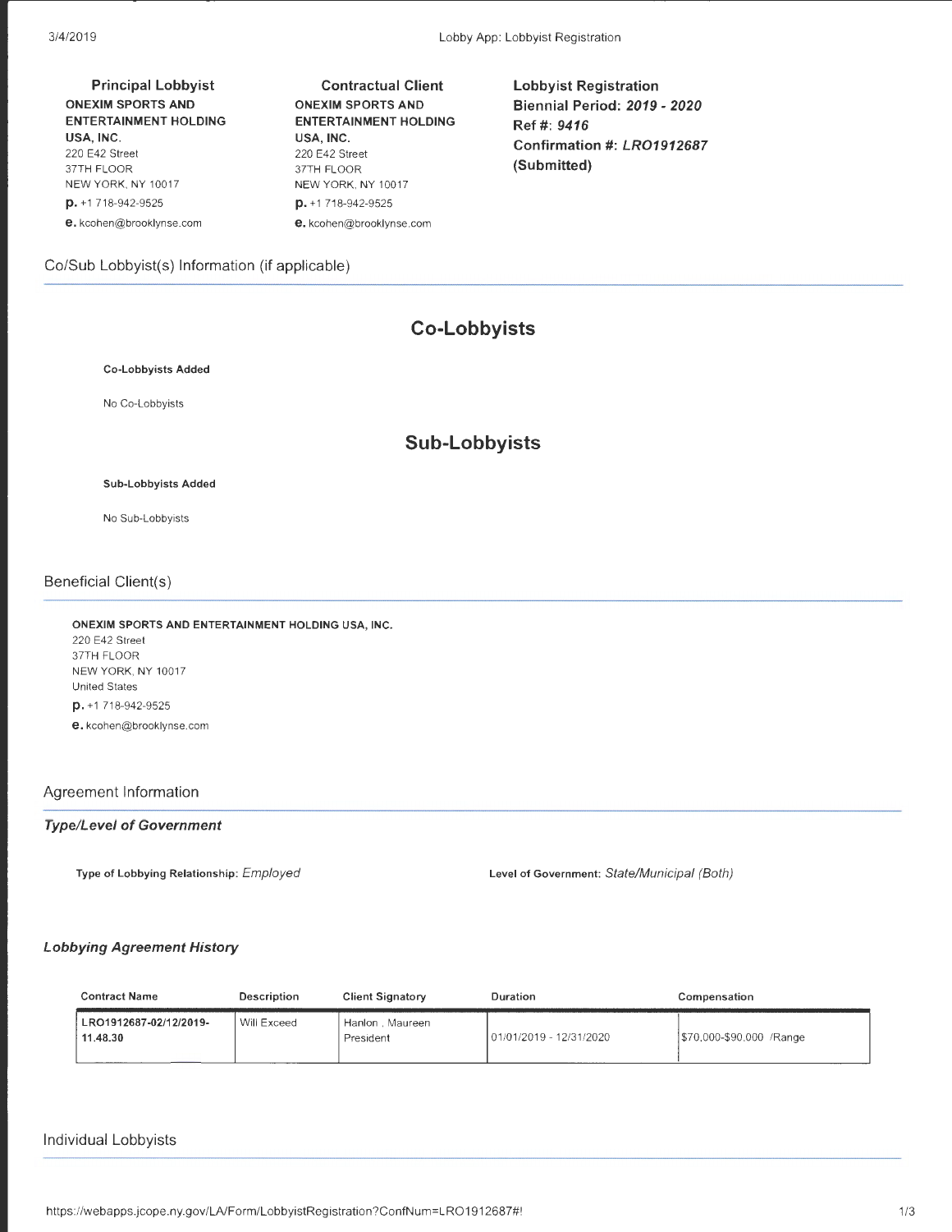**Principal Lobbyist**
**ONEXIM SPORTS AND ENTERTAINMENT HOLDING USA, INC.**
220 E42 Street
37TH FLOOR
NEW YORK, NY 10017
**p.** +1 718-942-9525
**e.** kcohen@brooklynse.com

**Contractual Client**
**ONEXIM SPORTS AND ENTERTAINMENT HOLDING USA, INC.**
220 E42 Street
37TH FLOOR
NEW YORK, NY 10017
**p.** +1 718-942-9525
**e.** kcohen@brooklynse.com

**Lobbyist Registration**
**Biennial Period: *2019 - 2020***
**Ref #: *9416***
**Confirmation #: *LRO1912687***
**(Submitted)**

## Co/Sub Lobbyist(s) Information (if applicable)

### Co-Lobbyists

**Co-Lobbyists Added**

No Co-Lobbyists

### Sub-Lobbyists

**Sub-Lobbyists Added**

No Sub-Lobbyists

## Beneficial Client(s)

**ONEXIM SPORTS AND ENTERTAINMENT HOLDING USA, INC.**
220 E42 Street
37TH FLOOR
NEW YORK, NY 10017
United States
**p.** +1 718-942-9525
**e.** kcohen@brooklynse.com

## Agreement Information

### *Type/Level of Government*

**Type of Lobbying Relationship:** *Employed*

**Level of Government:** *State/Municipal (Both)*

### *Lobbying Agreement History*

| Contract Name | Description | Client Signatory | Duration | Compensation |
|---|---|---|---|---|
| **LRO1912687-02/12/2019-11.48.30** | Will Exceed | Hanlon , Maureen President | 01/01/2019 - 12/31/2020 | $70,000-$90,000 /Range |

## Individual Lobbyists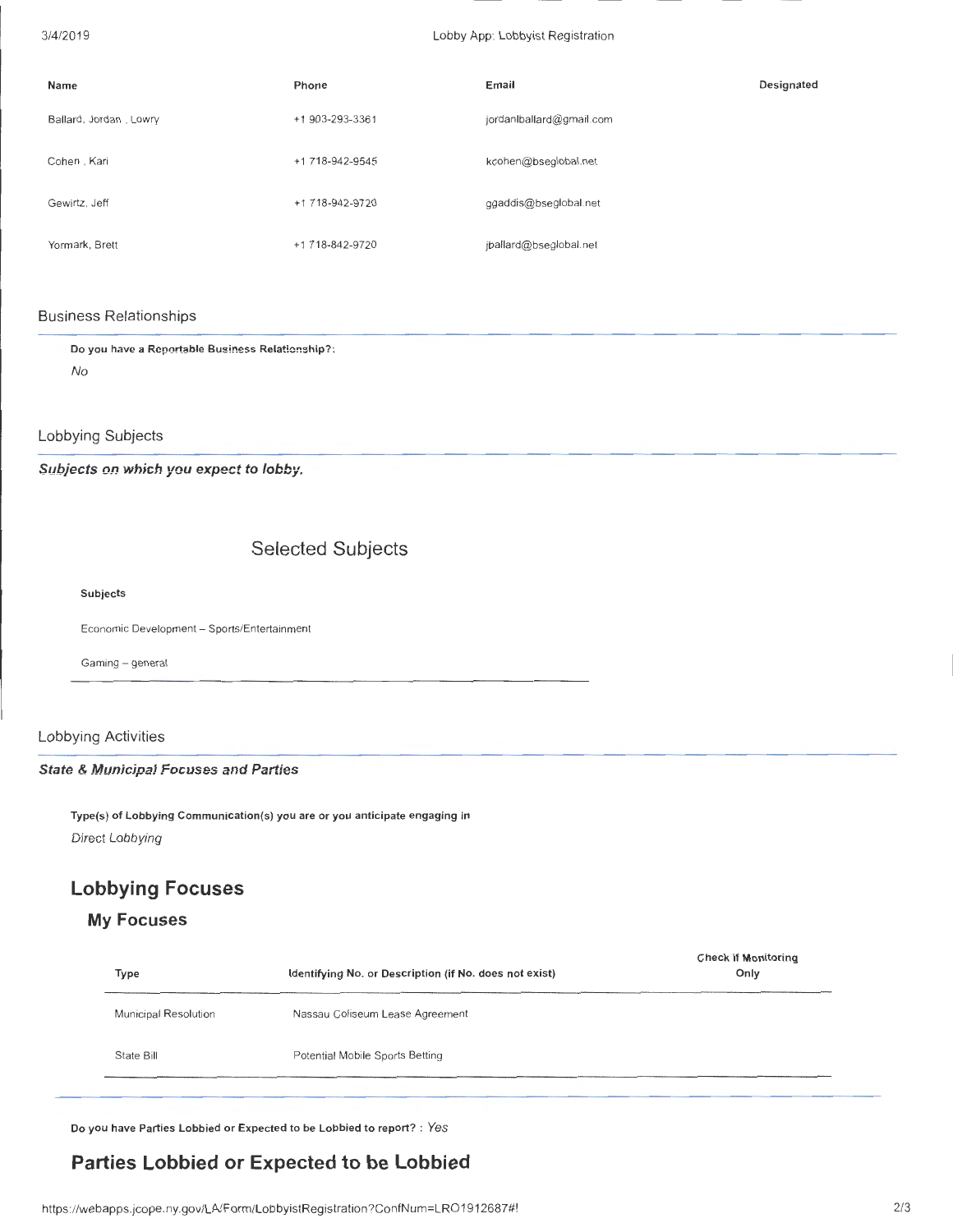| Name | Phone | Email | Designated |
|---|---|---|---|
| Ballard, Jordan , Lowry | +1 903-293-3361 | jordanlballard@gmail.com | |
| Cohen , Kari | +1 718-942-9545 | kcohen@bseglobal.net | |
| Gewirtz, Jeff | +1 718-942-9720 | ggaddis@bseglobal.net | |
| Yormark, Brett | +1 718-842-9720 | jballard@bseglobal.net | |

## Business Relationships

**Do you have a Reportable Business Relationship?:**

*No*

## Lobbying Subjects

***Subjects on which you expect to lobby.***

### Selected Subjects

**Subjects**

Economic Development – Sports/Entertainment

Gaming – general

## Lobbying Activities

***State & Municipal Focuses and Parties***

**Type(s) of Lobbying Communication(s) you are or you anticipate engaging in**

*Direct Lobbying*

## Lobbying Focuses

### My Focuses

| Type | Identifying No. or Description (if No. does not exist) | Check if Monitoring Only |
|---|---|---|
| Municipal Resolution | Nassau Coliseum Lease Agreement | |
| State Bill | Potential Mobile Sports Betting | |

**Do you have Parties Lobbied or Expected to be Lobbied to report? :** *Yes*

## Parties Lobbied or Expected to be Lobbied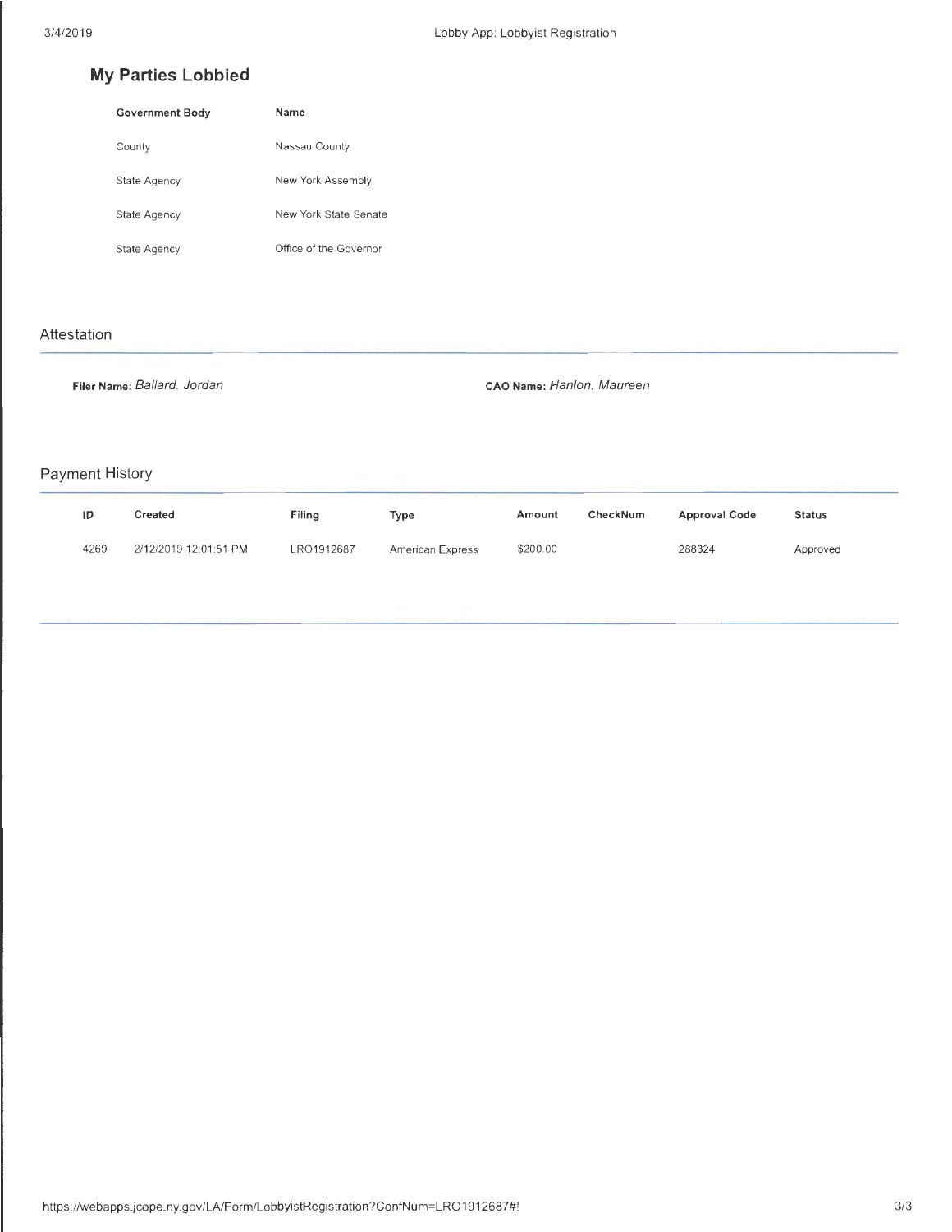## My Parties Lobbied

| Government Body | Name |
| --- | --- |
| County | Nassau County |
| State Agency | New York Assembly |
| State Agency | New York State Senate |
| State Agency | Office of the Governor |

## Attestation

**Filer Name:** *Ballard. Jordan*

**CAO Name:** *Hanlon, Maureen*

## Payment History

| ID | Created | Filing | Type | Amount | CheckNum | Approval Code | Status |
| --- | --- | --- | --- | --- | --- | --- | --- |
| 4269 | 2/12/2019 12:01:51 PM | LRO1912687 | American Express | $200.00 | | 288324 | Approved |